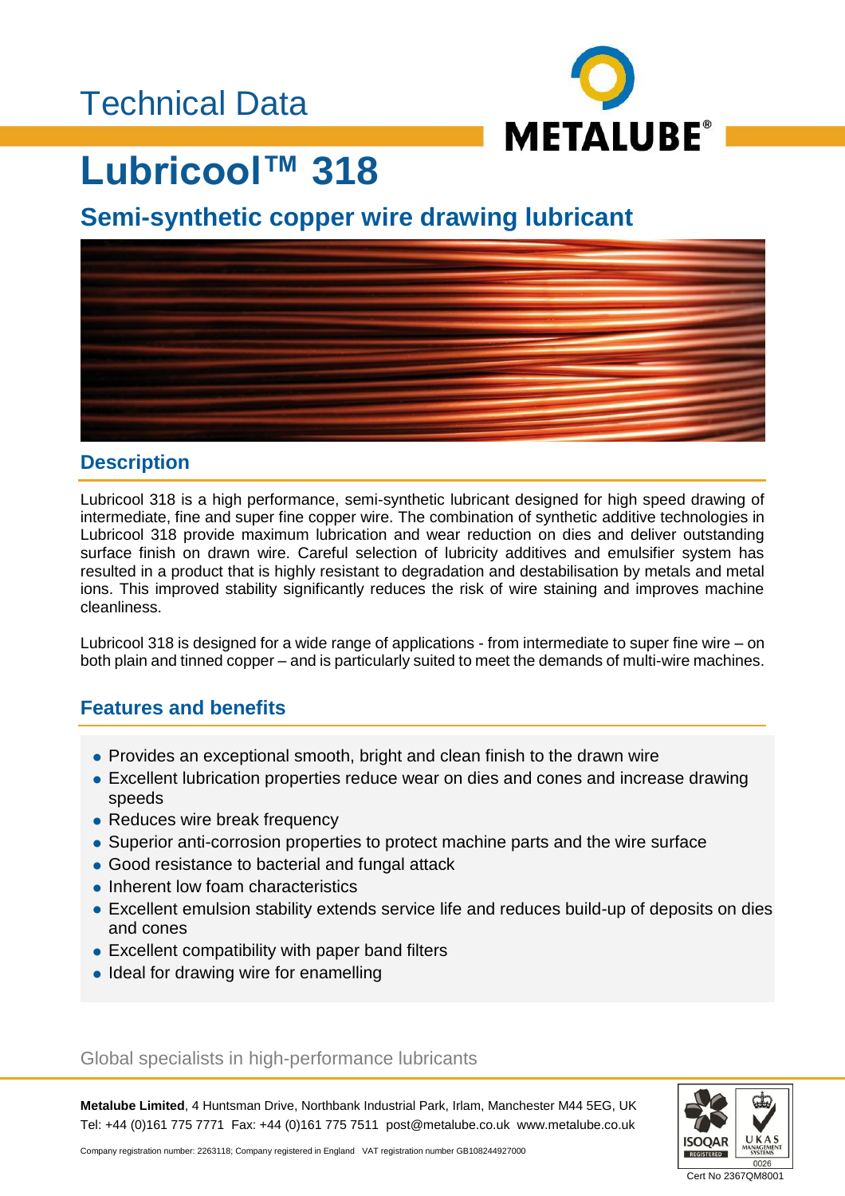Technical Data

# Lubricool™ 318

## Semi-synthetic copper wire drawing lubricant

### Description

Lubricool 318 is a high performance, semi-synthetic lubricant designed for high speed drawing of intermediate, fine and super fine copper wire. The combination of synthetic additive technologies in Lubricool 318 provide maximum lubrication and wear reduction on dies and deliver outstanding surface finish on drawn wire. Careful selection of lubricity additives and emulsifier system has resulted in a product that is highly resistant to degradation and destabilisation by metals and metal ions. This improved stability significantly reduces the risk of wire staining and improves machine cleanliness.

Lubricool 318 is designed for a wide range of applications - from intermediate to super fine wire – on both plain and tinned copper – and is particularly suited to meet the demands of multi-wire machines.

### Features and benefits

- Provides an exceptional smooth, bright and clean finish to the drawn wire
- Excellent lubrication properties reduce wear on dies and cones and increase drawing speeds
- Reduces wire break frequency
- Superior anti-corrosion properties to protect machine parts and the wire surface
- Good resistance to bacterial and fungal attack
- Inherent low foam characteristics
- Excellent emulsion stability extends service life and reduces build-up of deposits on dies and cones
- Excellent compatibility with paper band filters
- Ideal for drawing wire for enamelling

Global specialists in high-performance lubricants

**Metalube Limited**, 4 Huntsman Drive, Northbank Industrial Park, Irlam, Manchester M44 5EG, UK
Tel: +44 (0)161 775 7771 Fax: +44 (0)161 775 7511 post@metalube.co.uk www.metalube.co.uk

Company registration number: 2263118; Company registered in England VAT registration number GB108244927000

Cert No 2367QM8001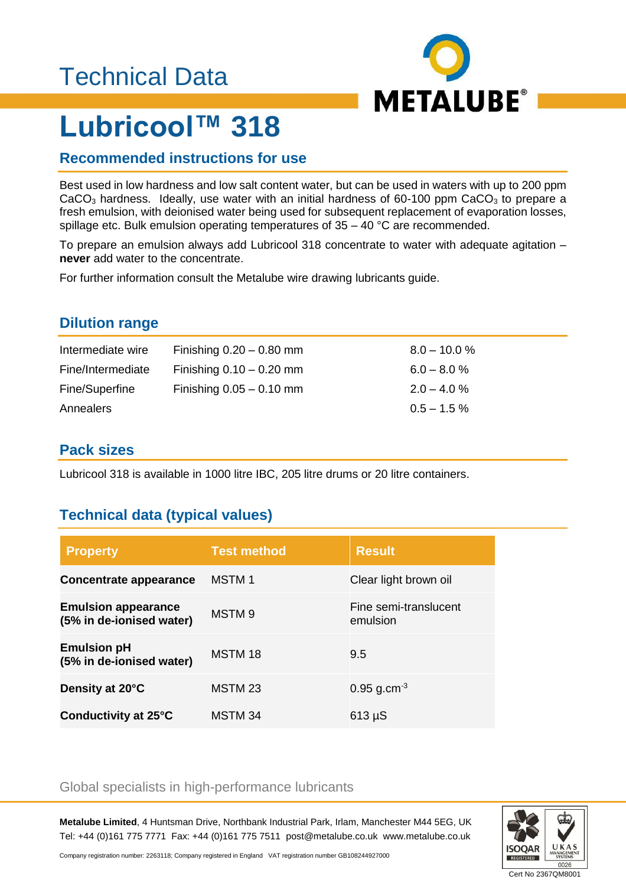# Technical Data

# Lubricool™ 318

## Recommended instructions for use

Best used in low hardness and low salt content water, but can be used in waters with up to 200 ppm $CaCO_3$ hardness. Ideally, use water with an initial hardness of 60-100 ppm $CaCO_3$ to prepare a fresh emulsion, with deionised water being used for subsequent replacement of evaporation losses, spillage etc. Bulk emulsion operating temperatures of 35 – 40 °C are recommended.

To prepare an emulsion always add Lubricool 318 concentrate to water with adequate agitation – **never** add water to the concentrate.

For further information consult the Metalube wire drawing lubricants guide.

## Dilution range

| | | |
|---|---|---|
| Intermediate wire | Finishing 0.20 – 0.80 mm | 8.0 – 10.0 % |
| Fine/Intermediate | Finishing 0.10 – 0.20 mm | 6.0 – 8.0 % |
| Fine/Superfine | Finishing 0.05 – 0.10 mm | 2.0 – 4.0 % |
| Annealers | | 0.5 – 1.5 % |

## Pack sizes

Lubricool 318 is available in 1000 litre IBC, 205 litre drums or 20 litre containers.

## Technical data (typical values)

| Property | Test method | Result |
|---|---|---|
| **Concentrate appearance** | MSTM 1 | Clear light brown oil |
| **Emulsion appearance (5% in de-ionised water)** | MSTM 9 | Fine semi-translucent emulsion |
| **Emulsion pH (5% in de-ionised water)** | MSTM 18 | 9.5 |
| **Density at 20°C** | MSTM 23 | 0.95 $g.cm^{-3}$ |
| **Conductivity at 25°C** | MSTM 34 | 613 µS |

Global specialists in high-performance lubricants

**Metalube Limited**, 4 Huntsman Drive, Northbank Industrial Park, Irlam, Manchester M44 5EG, UK
Tel: +44 (0)161 775 7771 Fax: +44 (0)161 775 7511 post@metalube.co.uk www.metalube.co.uk

Company registration number: 2263118; Company registered in England VAT registration number GB108244927000

Cert No 2367QM8001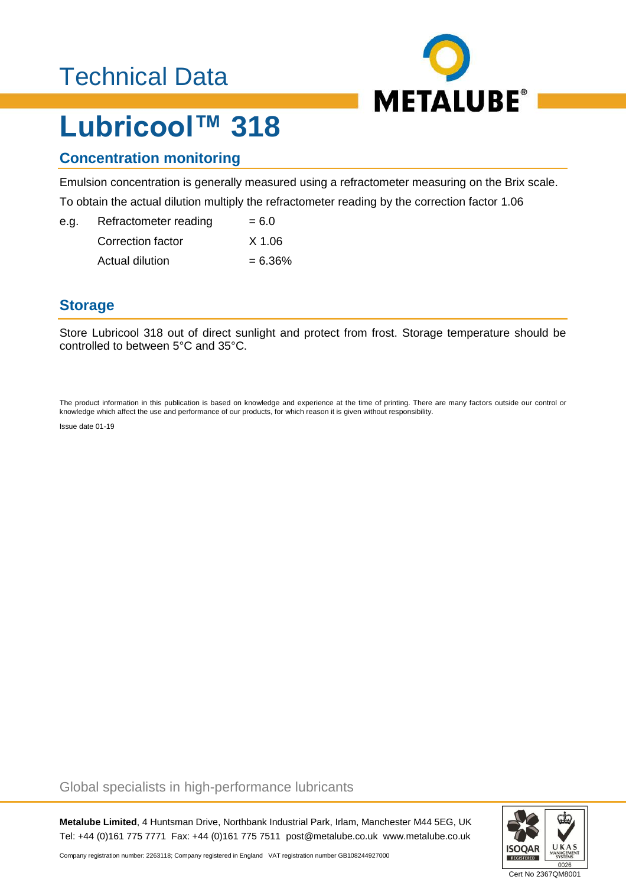# Technical Data

# Lubricool™ 318

## Concentration monitoring

Emulsion concentration is generally measured using a refractometer measuring on the Brix scale.

To obtain the actual dilution multiply the refractometer reading by the correction factor 1.06

| | | |
|---|---|---|
| e.g. | Refractometer reading | = 6.0 |
| | Correction factor | X 1.06 |
| | Actual dilution | = 6.36% |

## Storage

Store Lubricool 318 out of direct sunlight and protect from frost. Storage temperature should be controlled to between 5°C and 35°C.

The product information in this publication is based on knowledge and experience at the time of printing. There are many factors outside our control or knowledge which affect the use and performance of our products, for which reason it is given without responsibility.

Issue date 01-19

Global specialists in high-performance lubricants

**Metalube Limited**, 4 Huntsman Drive, Northbank Industrial Park, Irlam, Manchester M44 5EG, UK
Tel: +44 (0)161 775 7771 Fax: +44 (0)161 775 7511 post@metalube.co.uk www.metalube.co.uk

Company registration number: 2263118; Company registered in England VAT registration number GB108244927000

Cert No 2367QM8001